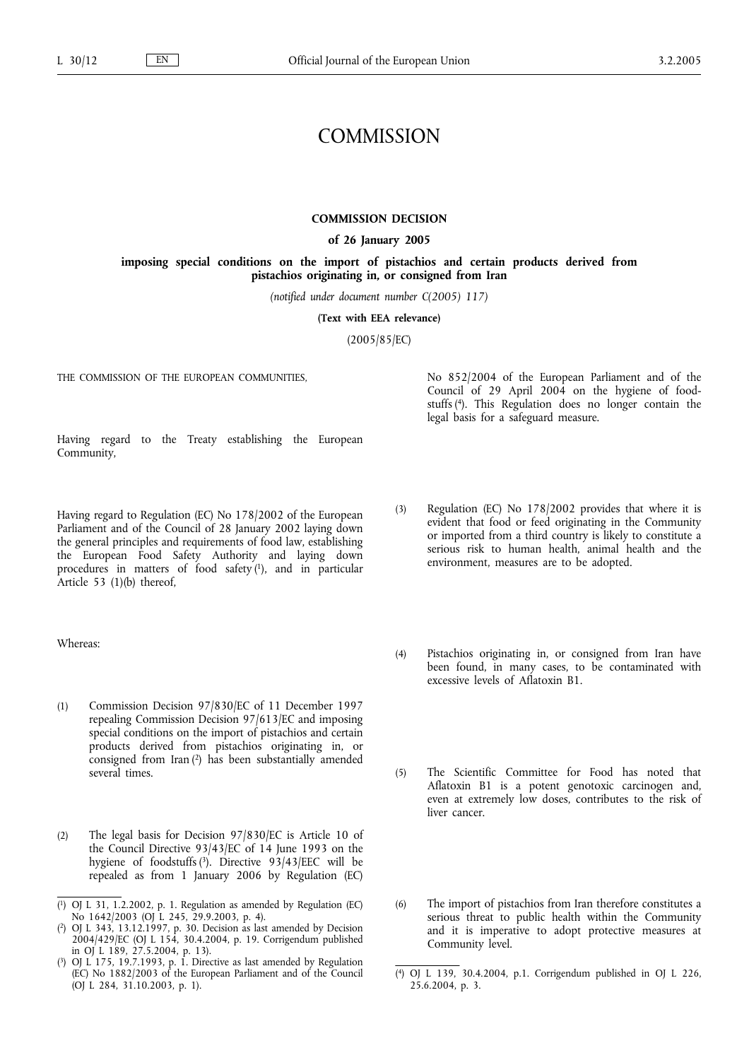# COMMISSION

## COMMISSION DECISION

### of 26 January 2005

### imposing special conditions on the import of pistachios and certain products derived from pistachios originating in, or consigned from Iran

*(notified under document number C(2005) 117)*

**(Text with EEA relevance)**

(2005/85/EC)

THE COMMISSION OF THE EUROPEAN COMMUNITIES,

Having regard to the Treaty establishing the European Community,

Having regard to Regulation (EC) No 178/2002 of the European Parliament and of the Council of 28 January 2002 laying down the general principles and requirements of food law, establishing the European Food Safety Authority and laying down procedures in matters of food safety [1], and in particular Article 53 (1)(b) thereof,

Whereas:

(1) Commission Decision 97/830/EC of 11 December 1997 repealing Commission Decision 97/613/EC and imposing special conditions on the import of pistachios and certain products derived from pistachios originating in, or consigned from Iran [2] has been substantially amended several times.

(2) The legal basis for Decision 97/830/EC is Article 10 of the Council Directive 93/43/EC of 14 June 1993 on the hygiene of foodstuffs [3]. Directive 93/43/EEC will be repealed as from 1 January 2006 by Regulation (EC) No 852/2004 of the European Parliament and of the Council of 29 April 2004 on the hygiene of foodstuffs [4]. This Regulation does no longer contain the legal basis for a safeguard measure.

(3) Regulation (EC) No 178/2002 provides that where it is evident that food or feed originating in the Community or imported from a third country is likely to constitute a serious risk to human health, animal health and the environment, measures are to be adopted.

(4) Pistachios originating in, or consigned from Iran have been found, in many cases, to be contaminated with excessive levels of Aflatoxin B1.

(5) The Scientific Committee for Food has noted that Aflatoxin B1 is a potent genotoxic carcinogen and, even at extremely low doses, contributes to the risk of liver cancer.

(6) The import of pistachios from Iran therefore constitutes a serious threat to public health within the Community and it is imperative to adopt protective measures at Community level.

---

[1] OJ L 31, 1.2.2002, p. 1. Regulation as amended by Regulation (EC) No 1642/2003 (OJ L 245, 29.9.2003, p. 4).

[2] OJ L 343, 13.12.1997, p. 30. Decision as last amended by Decision 2004/429/EC (OJ L 154, 30.4.2004, p. 19. Corrigendum published in OJ L 189, 27.5.2004, p. 13).

[3] OJ L 175, 19.7.1993, p. 1. Directive as last amended by Regulation (EC) No 1882/2003 of the European Parliament and of the Council (OJ L 284, 31.10.2003, p. 1).

[4] OJ L 139, 30.4.2004, p.1. Corrigendum published in OJ L 226, 25.6.2004, p. 3.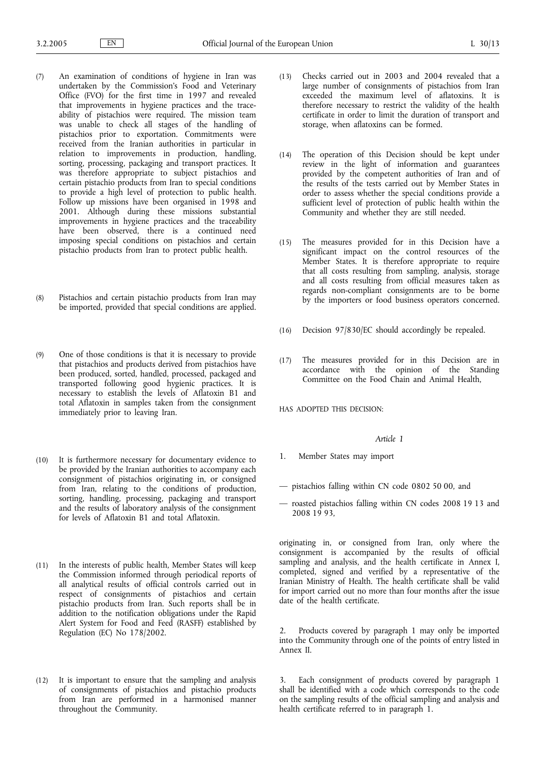(7) An examination of conditions of hygiene in Iran was undertaken by the Commission's Food and Veterinary Office (FVO) for the first time in 1997 and revealed that improvements in hygiene practices and the traceability of pistachios were required. The mission team was unable to check all stages of the handling of pistachios prior to exportation. Commitments were received from the Iranian authorities in particular in relation to improvements in production, handling, sorting, processing, packaging and transport practices. It was therefore appropriate to subject pistachios and certain pistachio products from Iran to special conditions to provide a high level of protection to public health. Follow up missions have been organised in 1998 and 2001. Although during these missions substantial improvements in hygiene practices and the traceability have been observed, there is a continued need imposing special conditions on pistachios and certain pistachio products from Iran to protect public health.

(8) Pistachios and certain pistachio products from Iran may be imported, provided that special conditions are applied.

(9) One of those conditions is that it is necessary to provide that pistachios and products derived from pistachios have been produced, sorted, handled, processed, packaged and transported following good hygienic practices. It is necessary to establish the levels of Aflatoxin B1 and total Aflatoxin in samples taken from the consignment immediately prior to leaving Iran.

(10) It is furthermore necessary for documentary evidence to be provided by the Iranian authorities to accompany each consignment of pistachios originating in, or consigned from Iran, relating to the conditions of production, sorting, handling, processing, packaging and transport and the results of laboratory analysis of the consignment for levels of Aflatoxin B1 and total Aflatoxin.

(11) In the interests of public health, Member States will keep the Commission informed through periodical reports of all analytical results of official controls carried out in respect of consignments of pistachios and certain pistachio products from Iran. Such reports shall be in addition to the notification obligations under the Rapid Alert System for Food and Feed (RASFF) established by Regulation (EC) No 178/2002.

(12) It is important to ensure that the sampling and analysis of consignments of pistachios and pistachio products from Iran are performed in a harmonised manner throughout the Community.

(13) Checks carried out in 2003 and 2004 revealed that a large number of consignments of pistachios from Iran exceeded the maximum level of aflatoxins. It is therefore necessary to restrict the validity of the health certificate in order to limit the duration of transport and storage, when aflatoxins can be formed.

(14) The operation of this Decision should be kept under review in the light of information and guarantees provided by the competent authorities of Iran and of the results of the tests carried out by Member States in order to assess whether the special conditions provide a sufficient level of protection of public health within the Community and whether they are still needed.

(15) The measures provided for in this Decision have a significant impact on the control resources of the Member States. It is therefore appropriate to require that all costs resulting from sampling, analysis, storage and all costs resulting from official measures taken as regards non-compliant consignments are to be borne by the importers or food business operators concerned.

(16) Decision 97/830/EC should accordingly be repealed.

(17) The measures provided for in this Decision are in accordance with the opinion of the Standing Committee on the Food Chain and Animal Health,

HAS ADOPTED THIS DECISION:

*Article 1*

1. Member States may import

— pistachios falling within CN code 0802 50 00, and

— roasted pistachios falling within CN codes 2008 19 13 and 2008 19 93,

originating in, or consigned from Iran, only where the consignment is accompanied by the results of official sampling and analysis, and the health certificate in Annex I, completed, signed and verified by a representative of the Iranian Ministry of Health. The health certificate shall be valid for import carried out no more than four months after the issue date of the health certificate.

2. Products covered by paragraph 1 may only be imported into the Community through one of the points of entry listed in Annex II.

3. Each consignment of products covered by paragraph 1 shall be identified with a code which corresponds to the code on the sampling results of the official sampling and analysis and health certificate referred to in paragraph 1.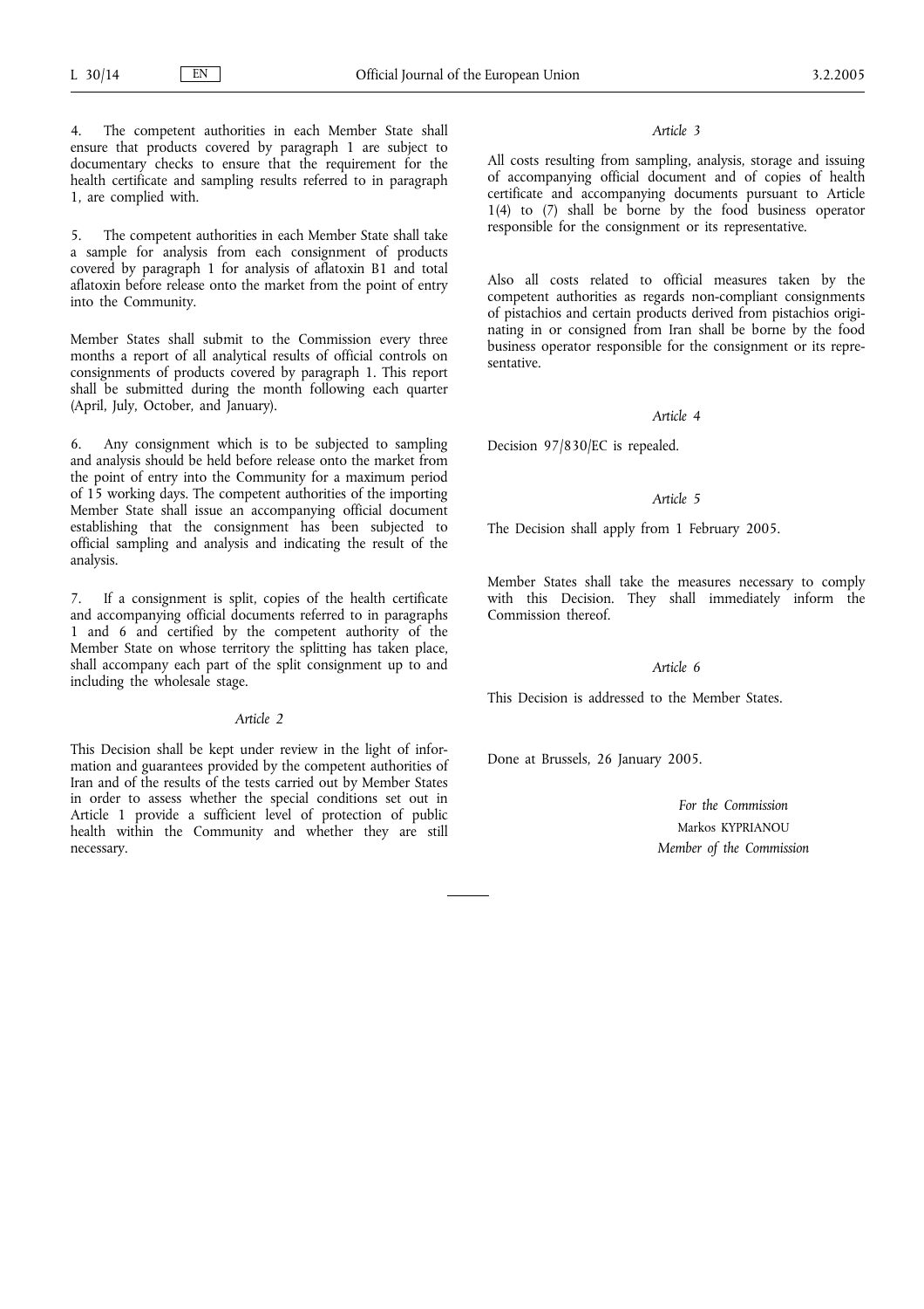4. The competent authorities in each Member State shall ensure that products covered by paragraph 1 are subject to documentary checks to ensure that the requirement for the health certificate and sampling results referred to in paragraph 1, are complied with.

5. The competent authorities in each Member State shall take a sample for analysis from each consignment of products covered by paragraph 1 for analysis of aflatoxin B1 and total aflatoxin before release onto the market from the point of entry into the Community.

Member States shall submit to the Commission every three months a report of all analytical results of official controls on consignments of products covered by paragraph 1. This report shall be submitted during the month following each quarter (April, July, October, and January).

6. Any consignment which is to be subjected to sampling and analysis should be held before release onto the market from the point of entry into the Community for a maximum period of 15 working days. The competent authorities of the importing Member State shall issue an accompanying official document establishing that the consignment has been subjected to official sampling and analysis and indicating the result of the analysis.

7. If a consignment is split, copies of the health certificate and accompanying official documents referred to in paragraphs 1 and 6 and certified by the competent authority of the Member State on whose territory the splitting has taken place, shall accompany each part of the split consignment up to and including the wholesale stage.

*Article 2*

This Decision shall be kept under review in the light of information and guarantees provided by the competent authorities of Iran and of the results of the tests carried out by Member States in order to assess whether the special conditions set out in Article 1 provide a sufficient level of protection of public health within the Community and whether they are still necessary.

*Article 3*

All costs resulting from sampling, analysis, storage and issuing of accompanying official document and of copies of health certificate and accompanying documents pursuant to Article 1(4) to (7) shall be borne by the food business operator responsible for the consignment or its representative.

Also all costs related to official measures taken by the competent authorities as regards non-compliant consignments of pistachios and certain products derived from pistachios originating in or consigned from Iran shall be borne by the food business operator responsible for the consignment or its representative.

*Article 4*

Decision 97/830/EC is repealed.

*Article 5*

The Decision shall apply from 1 February 2005.

Member States shall take the measures necessary to comply with this Decision. They shall immediately inform the Commission thereof.

*Article 6*

This Decision is addressed to the Member States.

Done at Brussels, 26 January 2005.

*For the Commission*

Markos KYPRIANOU

*Member of the Commission*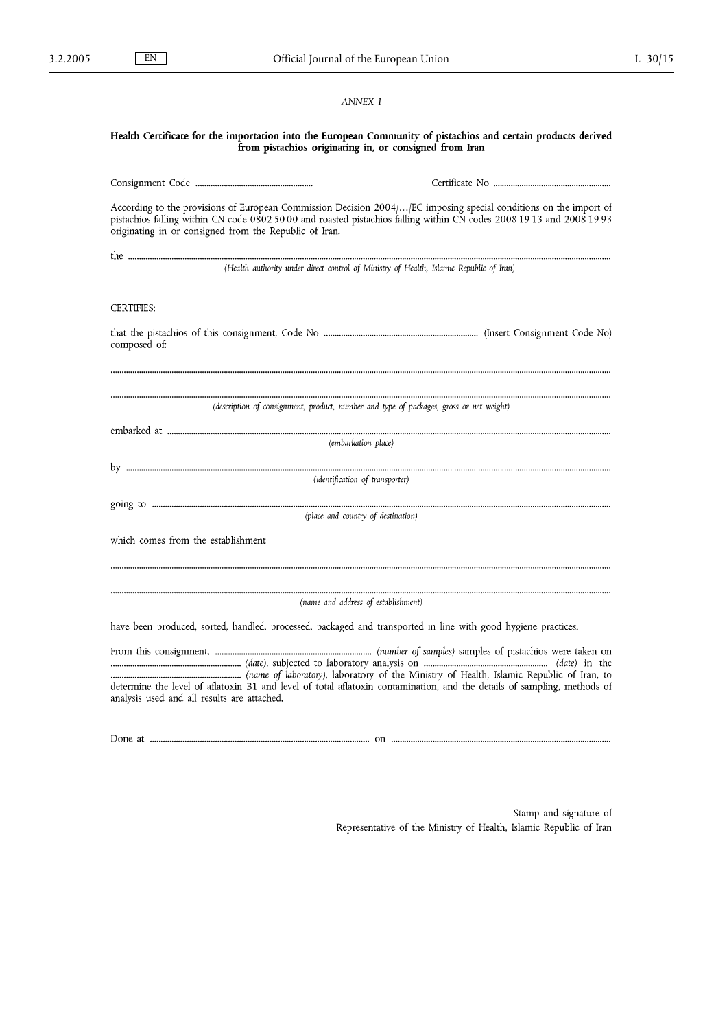*ANNEX I*

**Health Certificate for the importation into the European Community of pistachios and certain products derived from pistachios originating in, or consigned from Iran**

Consignment Code ....................................................... Certificate No .......................................................

According to the provisions of European Commission Decision 2004/…/EC imposing special conditions on the import of pistachios falling within CN code 0802 50 00 and roasted pistachios falling within CN codes 2008 19 13 and 2008 19 93 originating in or consigned from the Republic of Iran.

the ..........................................................................................................................................................................................

*(Health authority under direct control of Ministry of Health, Islamic Republic of Iran)*

CERTIFIES:

that the pistachios of this consignment, Code No ....................................................................... (Insert Consignment Code No) composed of:

..............................................................................................................................................................................................

..............................................................................................................................................................................................

*(description of consignment, product, number and type of packages, gross or net weight)*

embarked at ..........................................................................................................................................................................

*(embarkation place)*

by ...........................................................................................................................................................................................

*(identification of transporter)*

going to ................................................................................................................................................................................

*(place and country of destination)*

which comes from the establishment

..............................................................................................................................................................................................

..............................................................................................................................................................................................

*(name and address of establishment)*

have been produced, sorted, handled, processed, packaged and transported in line with good hygiene practices.

From this consignment, ......................................................................... *(number of samples)* samples of pistachios were taken on ............................................................ *(date)*, subjected to laboratory analysis on ......................................................... *(date)* in the ............................................................ *(name of laboratory)*, laboratory of the Ministry of Health, Islamic Republic of Iran, to determine the level of aflatoxin B1 and level of total aflatoxin contamination, and the details of sampling, methods of analysis used and all results are attached.

Done at ....................................................................................................... on .......................................................................................................

Stamp and signature of
Representative of the Ministry of Health, Islamic Republic of Iran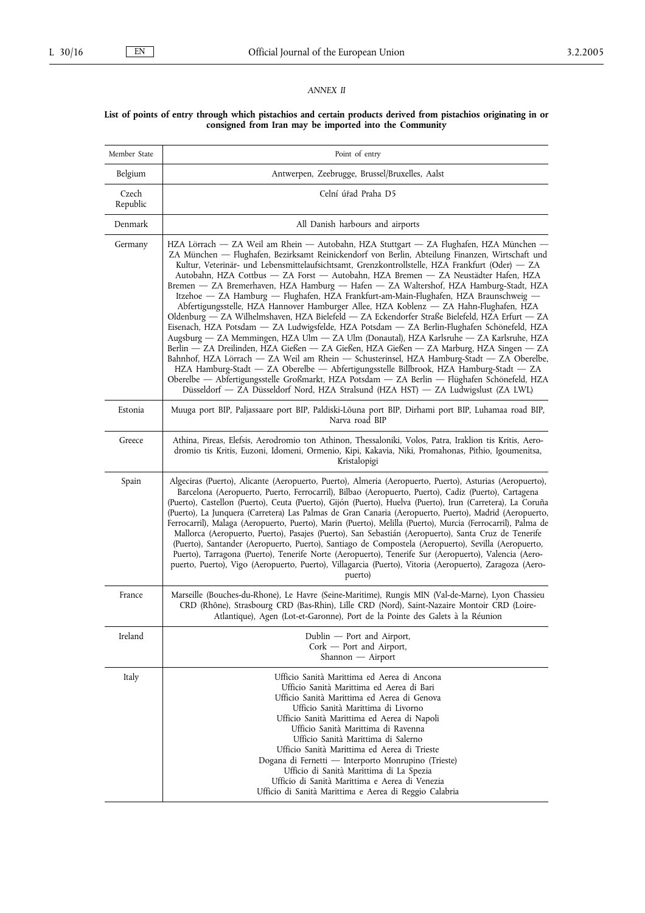*ANNEX II*

**List of points of entry through which pistachios and certain products derived from pistachios originating in or consigned from Iran may be imported into the Community**

| Member State | Point of entry |
|---|---|
| Belgium | Antwerpen, Zeebrugge, Brussel/Bruxelles, Aalst |
| Czech Republic | Celní úřad Praha D5 |
| Denmark | All Danish harbours and airports |
| Germany | HZA Lörrach — ZA Weil am Rhein — Autobahn, HZA Stuttgart — ZA Flughafen, HZA München — ZA München — Flughafen, Bezirksamt Reinickendorf von Berlin, Abteilung Finanzen, Wirtschaft und Kultur, Veterinär- und Lebensmittelaufsichtsamt, Grenzkontrollstelle, HZA Frankfurt (Oder) — ZA Autobahn, HZA Cottbus — ZA Forst — Autobahn, HZA Bremen — ZA Neustädter Hafen, HZA Bremen — ZA Bremerhaven, HZA Hamburg — Hafen — ZA Waltershof, HZA Hamburg-Stadt, HZA Itzehoe — ZA Hamburg — Flughafen, HZA Frankfurt-am-Main-Flughafen, HZA Braunschweig — Abfertigungsstelle, HZA Hannover Hamburger Allee, HZA Koblenz — ZA Hahn-Flughafen, HZA Oldenburg — ZA Wilhelmshaven, HZA Bielefeld — ZA Eckendorfer Straße Bielefeld, HZA Erfurt — ZA Eisenach, HZA Potsdam — ZA Ludwigsfelde, HZA Potsdam — ZA Berlin-Flughafen Schönefeld, HZA Augsburg — ZA Memmingen, HZA Ulm — ZA Ulm (Donautal), HZA Karlsruhe — ZA Karlsruhe, HZA Berlin — ZA Dreilinden, HZA Gießen — ZA Gießen, HZA Gießen — ZA Marburg, HZA Singen — ZA Bahnhof, HZA Lörrach — ZA Weil am Rhein — Schusterinsel, HZA Hamburg-Stadt — ZA Oberelbe, HZA Hamburg-Stadt — ZA Oberelbe — Abfertigungsstelle Billbrook, HZA Hamburg-Stadt — ZA Oberelbe — Abfertigungsstelle Großmarkt, HZA Potsdam — ZA Berlin — Flüghafen Schönefeld, HZA Düsseldorf — ZA Düsseldorf Nord, HZA Stralsund (HZA HST) — ZA Ludwigslust (ZA LWL) |
| Estonia | Muuga port BIP, Paljassaare port BIP, Paldiski-Lõuna port BIP, Dirhami port BIP, Luhamaa road BIP, Narva road BIP |
| Greece | Athina, Pireas, Elefsis, Aerodromio ton Athinon, Thessaloniki, Volos, Patra, Iraklion tis Kritis, Aerodromio tis Kritis, Euzoni, Idomeni, Ormenio, Kipi, Kakavia, Niki, Promahonas, Pithio, Igoumenitsa, Kristalopigi |
| Spain | Algeciras (Puerto), Alicante (Aeropuerto, Puerto), Almeria (Aeropuerto, Puerto), Asturias (Aeropuerto), Barcelona (Aeropuerto, Puerto, Ferrocarril), Bilbao (Aeropuerto, Puerto), Cadiz (Puerto), Cartagena (Puerto), Castellon (Puerto), Ceuta (Puerto), Gijón (Puerto), Huelva (Puerto), Irun (Carretera), La Coruña (Puerto), La Junquera (Carretera) Las Palmas de Gran Canaria (Aeropuerto, Puerto), Madrid (Aeropuerto, Ferrocarril), Malaga (Aeropuerto, Puerto), Marin (Puerto), Melilla (Puerto), Murcia (Ferrocarril), Palma de Mallorca (Aeropuerto, Puerto), Pasajes (Puerto), San Sebastián (Aeropuerto), Santa Cruz de Tenerife (Puerto), Santander (Aeropuerto, Puerto), Santiago de Compostela (Aeropuerto), Sevilla (Aeropuerto, Puerto), Tarragona (Puerto), Tenerife Norte (Aeropuerto), Tenerife Sur (Aeropuerto), Valencia (Aeropuerto, Puerto), Vigo (Aeropuerto, Puerto), Villagarcia (Puerto), Vitoria (Aeropuerto), Zaragoza (Aeropuerto) |
| France | Marseille (Bouches-du-Rhone), Le Havre (Seine-Maritime), Rungis MIN (Val-de-Marne), Lyon Chassieu CRD (Rhône), Strasbourg CRD (Bas-Rhin), Lille CRD (Nord), Saint-Nazaire Montoir CRD (Loire-Atlantique), Agen (Lot-et-Garonne), Port de la Pointe des Galets à la Réunion |
| Ireland | Dublin — Port and Airport,<br>Cork — Port and Airport,<br>Shannon — Airport |
| Italy | Ufficio Sanità Marittima ed Aerea di Ancona<br>Ufficio Sanità Marittima ed Aerea di Bari<br>Ufficio Sanità Marittima ed Aerea di Genova<br>Ufficio Sanità Marittima di Livorno<br>Ufficio Sanità Marittima ed Aerea di Napoli<br>Ufficio Sanità Marittima di Ravenna<br>Ufficio Sanità Marittima di Salerno<br>Ufficio Sanità Marittima ed Aerea di Trieste<br>Dogana di Fernetti — Interporto Monrupino (Trieste)<br>Ufficio di Sanità Marittima di La Spezia<br>Ufficio di Sanità Marittima e Aerea di Venezia<br>Ufficio di Sanità Marittima e Aerea di Reggio Calabria |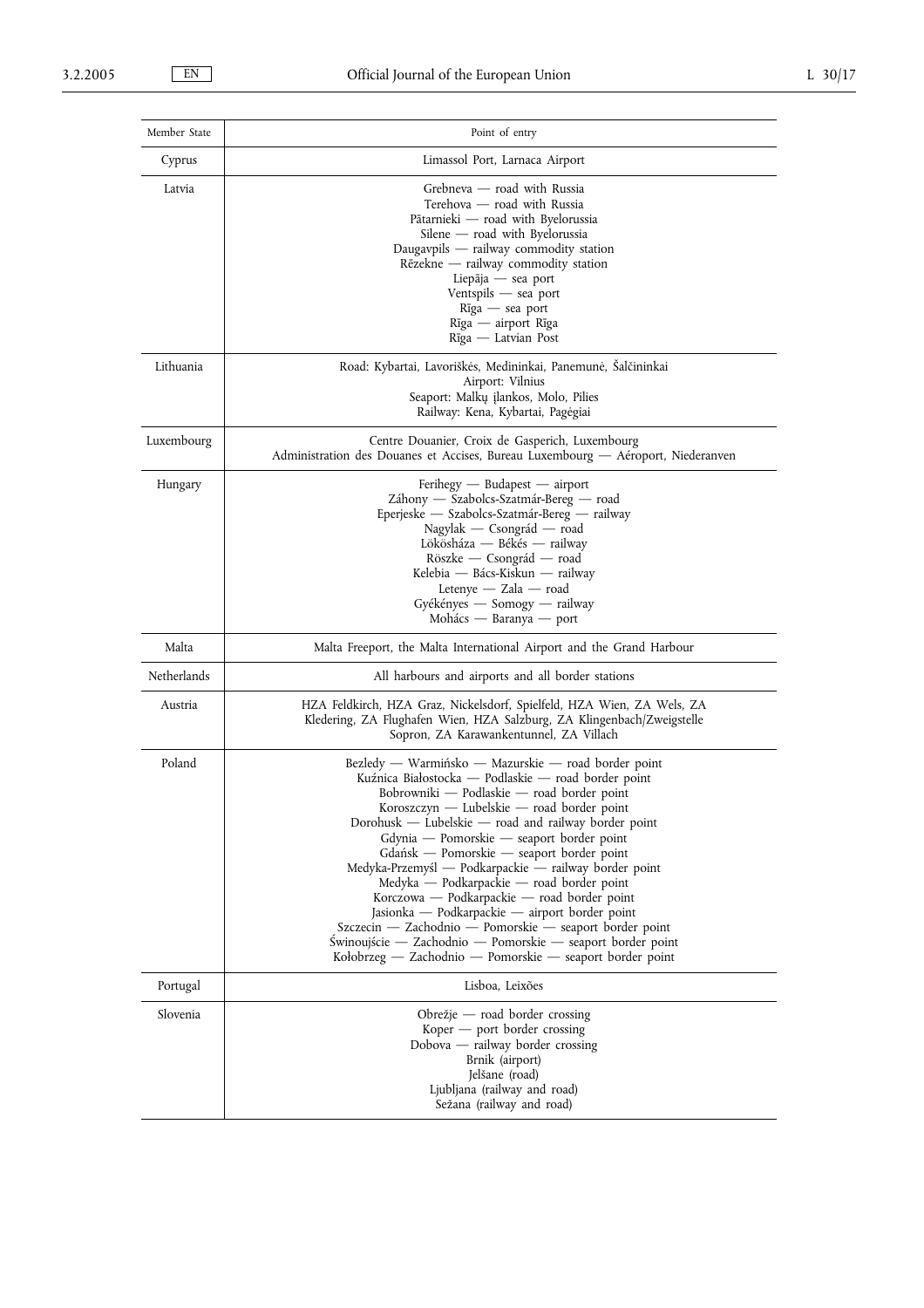| Member State | Point of entry |
| --- | --- |
| Cyprus | Limassol Port, Larnaca Airport |
| Latvia | Grebneva — road with Russia<br>Terehova — road with Russia<br>Pātarnieki — road with Byelorussia<br>Silene — road with Byelorussia<br>Daugavpils — railway commodity station<br>Rēzekne — railway commodity station<br>Liepāja — sea port<br>Ventspils — sea port<br>Rīga — sea port<br>Rīga — airport Rīga<br>Rīga — Latvian Post |
| Lithuania | Road: Kybartai, Lavoriškės, Medininkai, Panemunė, Šalčininkai<br>Airport: Vilnius<br>Seaport: Malkų įlankos, Molo, Pilies<br>Railway: Kena, Kybartai, Pagėgiai |
| Luxembourg | Centre Douanier, Croix de Gasperich, Luxembourg<br>Administration des Douanes et Accises, Bureau Luxembourg — Aéroport, Niederanven |
| Hungary | Ferihegy — Budapest — airport<br>Záhony — Szabolcs-Szatmár-Bereg — road<br>Eperjeske — Szabolcs-Szatmár-Bereg — railway<br>Nagylak — Csongrád — road<br>Lökösháza — Békés — railway<br>Röszke — Csongrád — road<br>Kelebia — Bács-Kiskun — railway<br>Letenye — Zala — road<br>Gyékényes — Somogy — railway<br>Mohács — Baranya — port |
| Malta | Malta Freeport, the Malta International Airport and the Grand Harbour |
| Netherlands | All harbours and airports and all border stations |
| Austria | HZA Feldkirch, HZA Graz, Nickelsdorf, Spielfeld, HZA Wien, ZA Wels, ZA Kledering, ZA Flughafen Wien, HZA Salzburg, ZA Klingenbach/Zweigstelle Sopron, ZA Karawankentunnel, ZA Villach |
| Poland | Bezledy — Warmińsko — Mazurskie — road border point<br>Kuźnica Białostocka — Podlaskie — road border point<br>Bobrowniki — Podlaskie — road border point<br>Koroszczyn — Lubelskie — road border point<br>Dorohusk — Lubelskie — road and railway border point<br>Gdynia — Pomorskie — seaport border point<br>Gdańsk — Pomorskie — seaport border point<br>Medyka-Przemyśl — Podkarpackie — railway border point<br>Medyka — Podkarpackie — road border point<br>Korczowa — Podkarpackie — road border point<br>Jasionka — Podkarpackie — airport border point<br>Szczecin — Zachodnio — Pomorskie — seaport border point<br>Świnoujście — Zachodnio — Pomorskie — seaport border point<br>Kołobrzeg — Zachodnio — Pomorskie — seaport border point |
| Portugal | Lisboa, Leixões |
| Slovenia | Obrežje — road border crossing<br>Koper — port border crossing<br>Dobova — railway border crossing<br>Brnik (airport)<br>Jelšane (road)<br>Ljubljana (railway and road)<br>Sežana (railway and road) |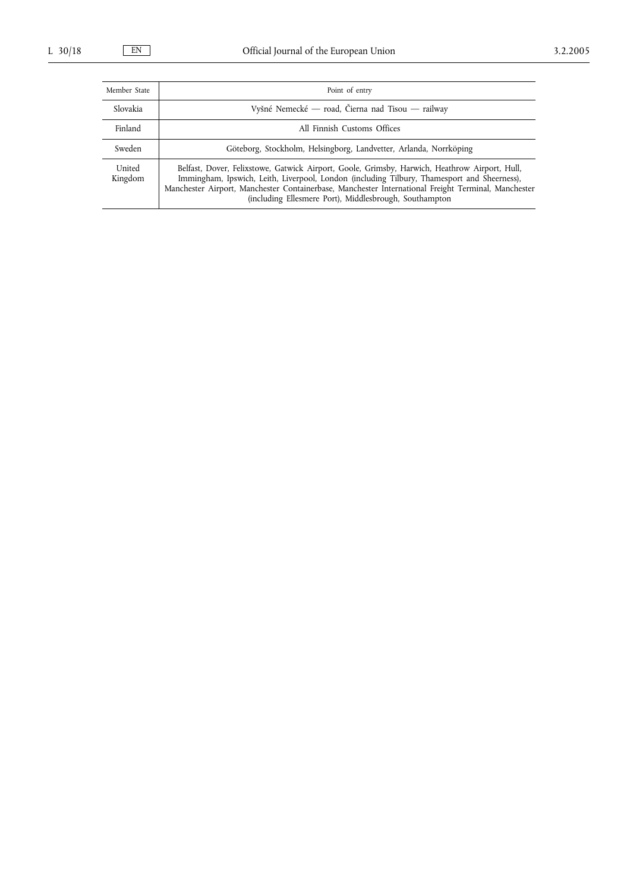| Member State | Point of entry |
| --- | --- |
| Slovakia | Vyšné Nemecké — road, Čierna nad Tisou — railway |
| Finland | All Finnish Customs Offices |
| Sweden | Göteborg, Stockholm, Helsingborg, Landvetter, Arlanda, Norrköping |
| United Kingdom | Belfast, Dover, Felixstowe, Gatwick Airport, Goole, Grimsby, Harwich, Heathrow Airport, Hull, Immingham, Ipswich, Leith, Liverpool, London (including Tilbury, Thamesport and Sheerness), Manchester Airport, Manchester Containerbase, Manchester International Freight Terminal, Manchester (including Ellesmere Port), Middlesbrough, Southampton |